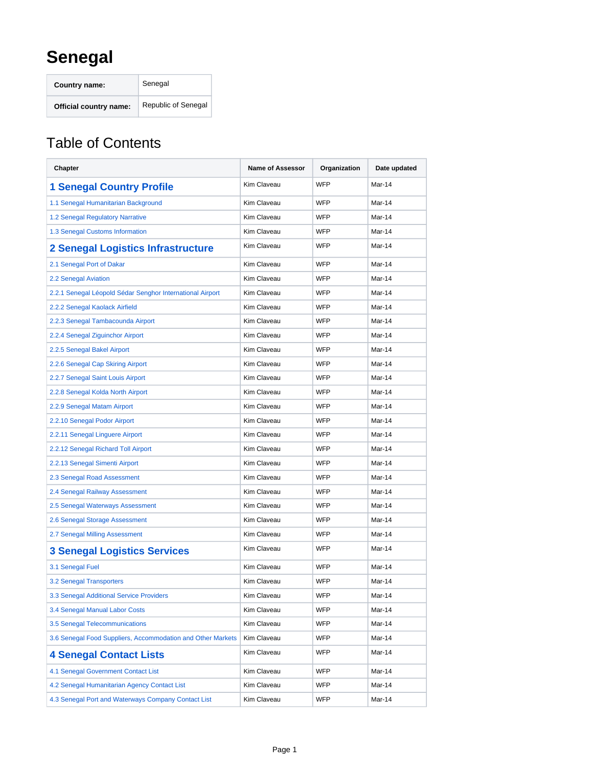# Senegal

| Country name: | Senegal |
| --- | --- |
| Official country name: | Republic of Senegal |

## Table of Contents

| Chapter | Name of Assessor | Organization | Date updated |
| --- | --- | --- | --- |
| **1 Senegal Country Profile** | Kim Claveau | WFP | Mar-14 |
| 1.1 Senegal Humanitarian Background | Kim Claveau | WFP | Mar-14 |
| 1.2 Senegal Regulatory Narrative | Kim Claveau | WFP | Mar-14 |
| 1.3 Senegal Customs Information | Kim Claveau | WFP | Mar-14 |
| **2 Senegal Logistics Infrastructure** | Kim Claveau | WFP | Mar-14 |
| 2.1 Senegal Port of Dakar | Kim Claveau | WFP | Mar-14 |
| 2.2 Senegal Aviation | Kim Claveau | WFP | Mar-14 |
| 2.2.1 Senegal Léopold Sédar Senghor International Airport | Kim Claveau | WFP | Mar-14 |
| 2.2.2 Senegal Kaolack Airfield | Kim Claveau | WFP | Mar-14 |
| 2.2.3 Senegal Tambacounda Airport | Kim Claveau | WFP | Mar-14 |
| 2.2.4 Senegal Ziguinchor Airport | Kim Claveau | WFP | Mar-14 |
| 2.2.5 Senegal Bakel Airport | Kim Claveau | WFP | Mar-14 |
| 2.2.6 Senegal Cap Skiring Airport | Kim Claveau | WFP | Mar-14 |
| 2.2.7 Senegal Saint Louis Airport | Kim Claveau | WFP | Mar-14 |
| 2.2.8 Senegal Kolda North Airport | Kim Claveau | WFP | Mar-14 |
| 2.2.9 Senegal Matam Airport | Kim Claveau | WFP | Mar-14 |
| 2.2.10 Senegal Podor Airport | Kim Claveau | WFP | Mar-14 |
| 2.2.11 Senegal Linguere Airport | Kim Claveau | WFP | Mar-14 |
| 2.2.12 Senegal Richard Toll Airport | Kim Claveau | WFP | Mar-14 |
| 2.2.13 Senegal Simenti Airport | Kim Claveau | WFP | Mar-14 |
| 2.3 Senegal Road Assessment | Kim Claveau | WFP | Mar-14 |
| 2.4 Senegal Railway Assessment | Kim Claveau | WFP | Mar-14 |
| 2.5 Senegal Waterways Assessment | Kim Claveau | WFP | Mar-14 |
| 2.6 Senegal Storage Assessment | Kim Claveau | WFP | Mar-14 |
| 2.7 Senegal Milling Assessment | Kim Claveau | WFP | Mar-14 |
| **3 Senegal Logistics Services** | Kim Claveau | WFP | Mar-14 |
| 3.1 Senegal Fuel | Kim Claveau | WFP | Mar-14 |
| 3.2 Senegal Transporters | Kim Claveau | WFP | Mar-14 |
| 3.3 Senegal Additional Service Providers | Kim Claveau | WFP | Mar-14 |
| 3.4 Senegal Manual Labor Costs | Kim Claveau | WFP | Mar-14 |
| 3.5 Senegal Telecommunications | Kim Claveau | WFP | Mar-14 |
| 3.6 Senegal Food Suppliers, Accommodation and Other Markets | Kim Claveau | WFP | Mar-14 |
| **4 Senegal Contact Lists** | Kim Claveau | WFP | Mar-14 |
| 4.1 Senegal Government Contact List | Kim Claveau | WFP | Mar-14 |
| 4.2 Senegal Humanitarian Agency Contact List | Kim Claveau | WFP | Mar-14 |
| 4.3 Senegal Port and Waterways Company Contact List | Kim Claveau | WFP | Mar-14 |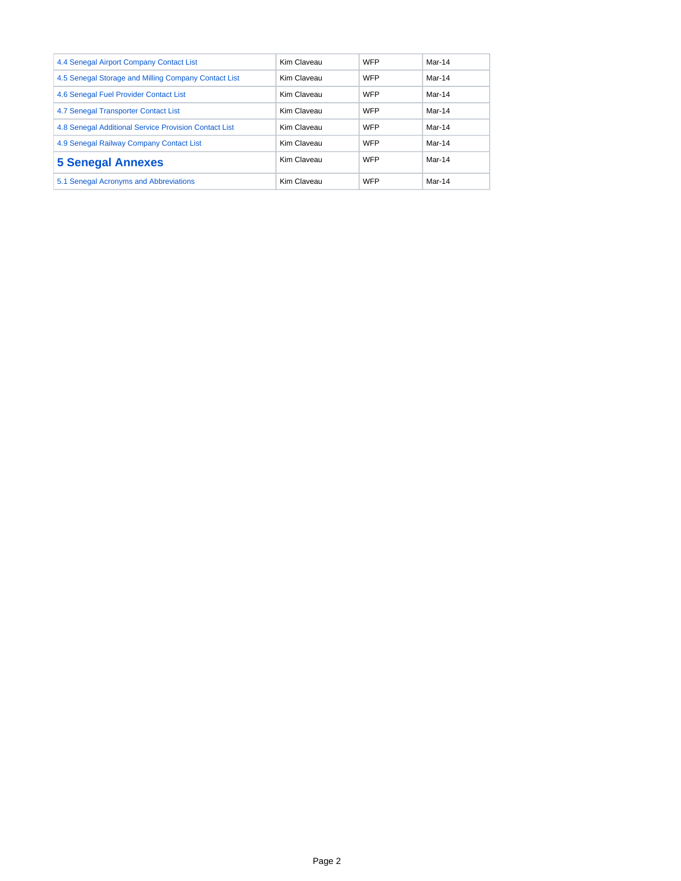| | | | |
|---|---|---|---|
| 4.4 Senegal Airport Company Contact List | Kim Claveau | WFP | Mar-14 |
| 4.5 Senegal Storage and Milling Company Contact List | Kim Claveau | WFP | Mar-14 |
| 4.6 Senegal Fuel Provider Contact List | Kim Claveau | WFP | Mar-14 |
| 4.7 Senegal Transporter Contact List | Kim Claveau | WFP | Mar-14 |
| 4.8 Senegal Additional Service Provision Contact List | Kim Claveau | WFP | Mar-14 |
| 4.9 Senegal Railway Company Contact List | Kim Claveau | WFP | Mar-14 |
| **5 Senegal Annexes** | Kim Claveau | WFP | Mar-14 |
| 5.1 Senegal Acronyms and Abbreviations | Kim Claveau | WFP | Mar-14 |